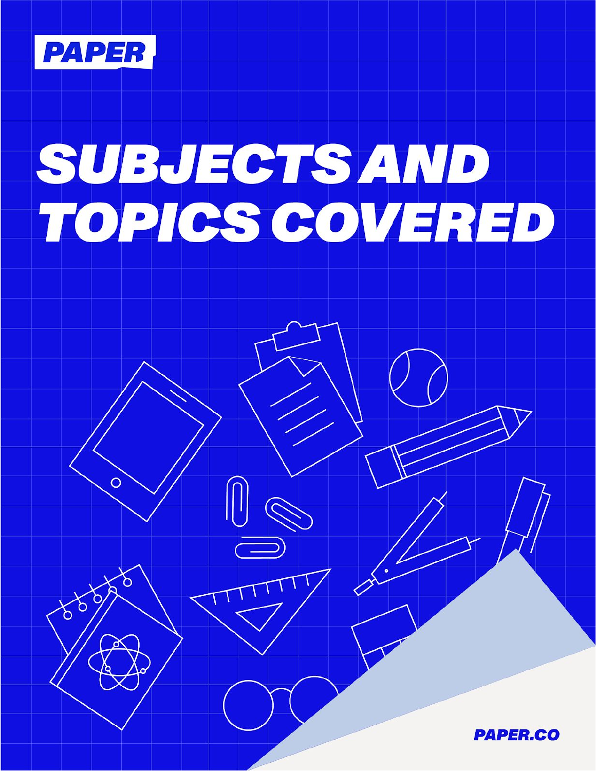PAPER

# SUBJECTS AND TOPICS COVERED

PAPER.CO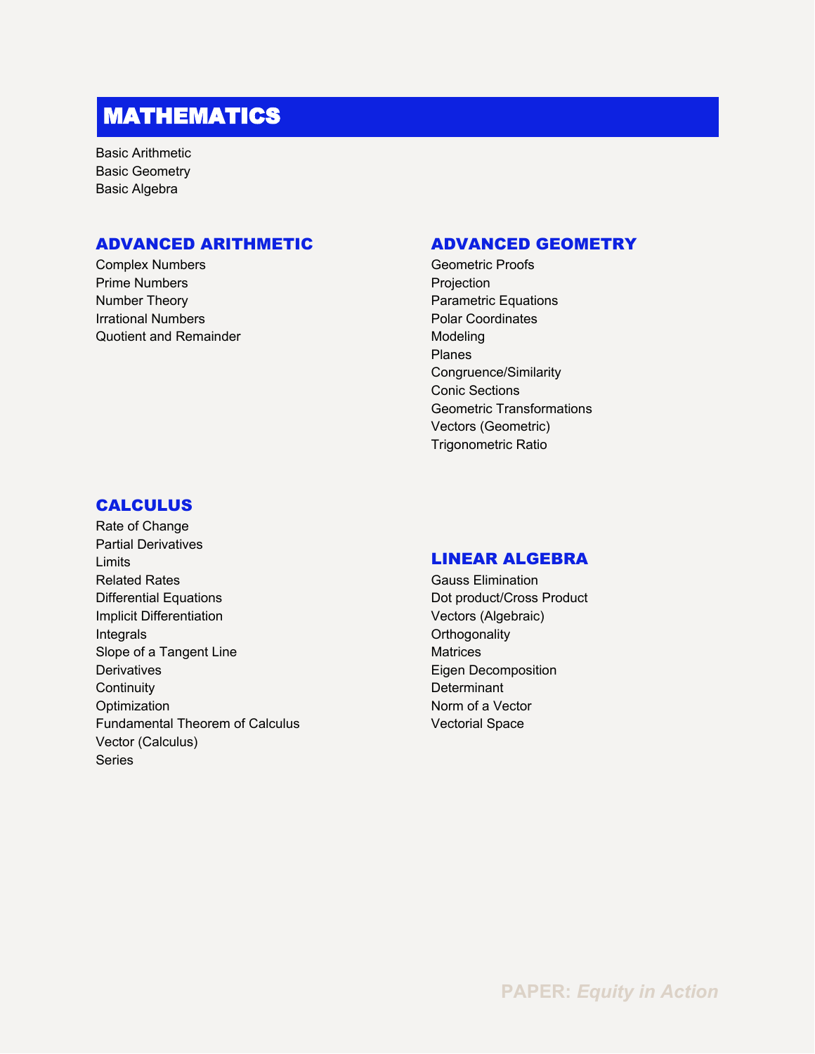# MATHEMATICS

Basic Arithmetic
Basic Geometry
Basic Algebra

## ADVANCED ARITHMETIC

Complex Numbers
Prime Numbers
Number Theory
Irrational Numbers
Quotient and Remainder

## ADVANCED GEOMETRY

Geometric Proofs
Projection
Parametric Equations
Polar Coordinates
Modeling
Planes
Congruence/Similarity
Conic Sections
Geometric Transformations
Vectors (Geometric)
Trigonometric Ratio

## CALCULUS

Rate of Change
Partial Derivatives
Limits
Related Rates
Differential Equations
Implicit Differentiation
Integrals
Slope of a Tangent Line
Derivatives
Continuity
Optimization
Fundamental Theorem of Calculus
Vector (Calculus)
Series

## LINEAR ALGEBRA

Gauss Elimination
Dot product/Cross Product
Vectors (Algebraic)
Orthogonality
Matrices
Eigen Decomposition
Determinant
Norm of a Vector
Vectorial Space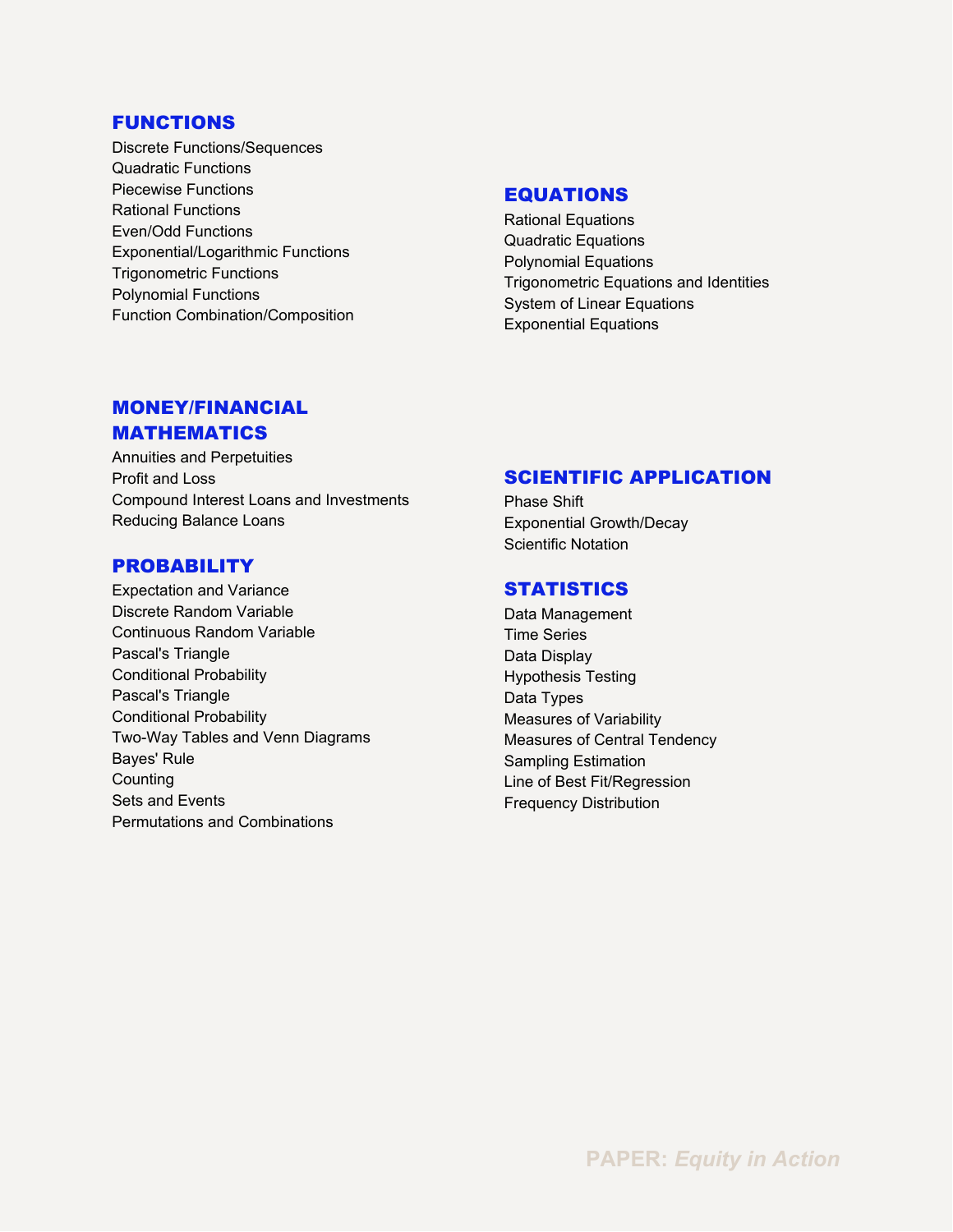## FUNCTIONS

Discrete Functions/Sequences
Quadratic Functions
Piecewise Functions
Rational Functions
Even/Odd Functions
Exponential/Logarithmic Functions
Trigonometric Functions
Polynomial Functions
Function Combination/Composition

## EQUATIONS

Rational Equations
Quadratic Equations
Polynomial Equations
Trigonometric Equations and Identities
System of Linear Equations
Exponential Equations

## MONEY/FINANCIAL MATHEMATICS

Annuities and Perpetuities
Profit and Loss
Compound Interest Loans and Investments
Reducing Balance Loans

## PROBABILITY

Expectation and Variance
Discrete Random Variable
Continuous Random Variable
Pascal's Triangle
Conditional Probability
Pascal's Triangle
Conditional Probability
Two-Way Tables and Venn Diagrams
Bayes' Rule
Counting
Sets and Events
Permutations and Combinations

## SCIENTIFIC APPLICATION

Phase Shift
Exponential Growth/Decay
Scientific Notation

## STATISTICS

Data Management
Time Series
Data Display
Hypothesis Testing
Data Types
Measures of Variability
Measures of Central Tendency
Sampling Estimation
Line of Best Fit/Regression
Frequency Distribution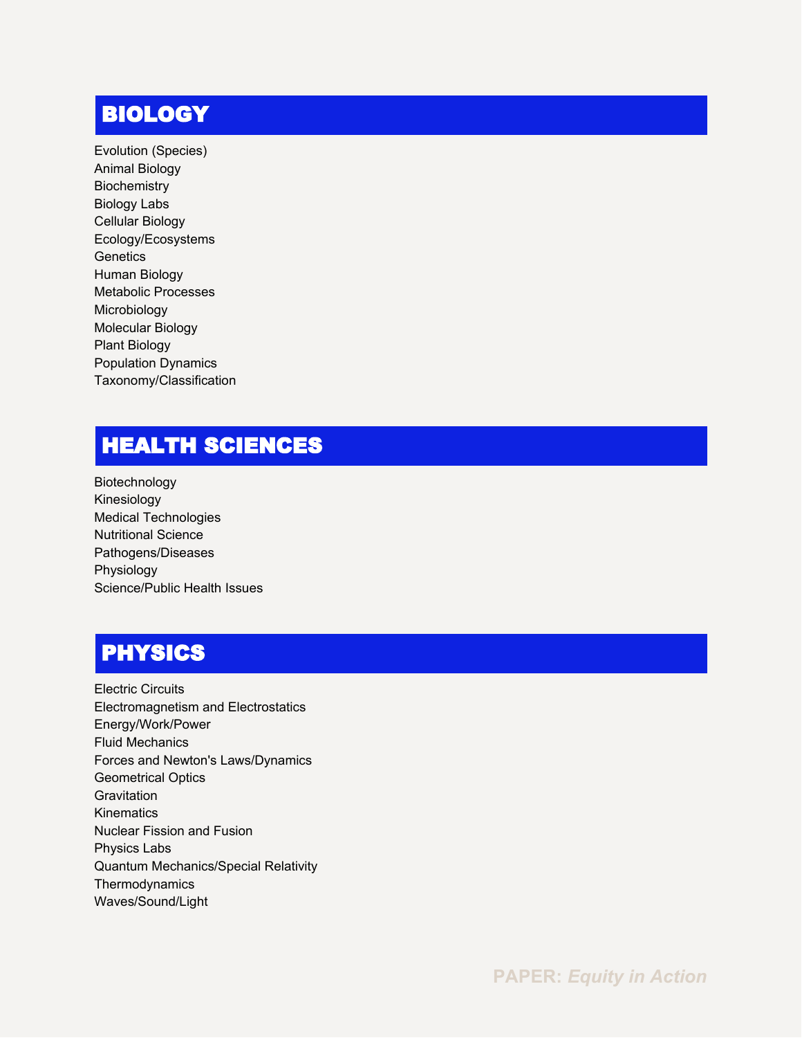## BIOLOGY

Evolution (Species)
Animal Biology
Biochemistry
Biology Labs
Cellular Biology
Ecology/Ecosystems
Genetics
Human Biology
Metabolic Processes
Microbiology
Molecular Biology
Plant Biology
Population Dynamics
Taxonomy/Classification

## HEALTH SCIENCES

Biotechnology
Kinesiology
Medical Technologies
Nutritional Science
Pathogens/Diseases
Physiology
Science/Public Health Issues

## PHYSICS

Electric Circuits
Electromagnetism and Electrostatics
Energy/Work/Power
Fluid Mechanics
Forces and Newton's Laws/Dynamics
Geometrical Optics
Gravitation
Kinematics
Nuclear Fission and Fusion
Physics Labs
Quantum Mechanics/Special Relativity
Thermodynamics
Waves/Sound/Light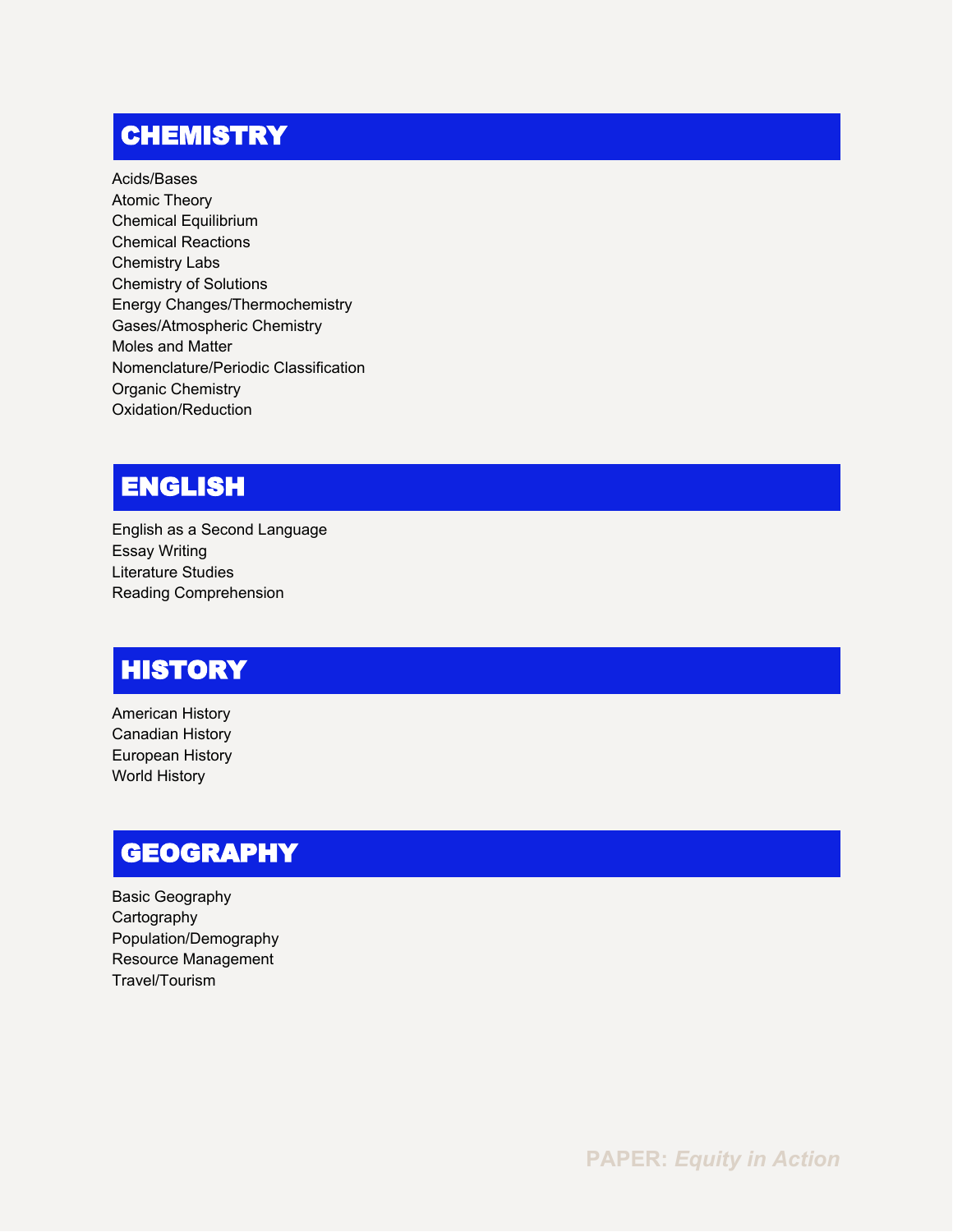## CHEMISTRY

Acids/Bases
Atomic Theory
Chemical Equilibrium
Chemical Reactions
Chemistry Labs
Chemistry of Solutions
Energy Changes/Thermochemistry
Gases/Atmospheric Chemistry
Moles and Matter
Nomenclature/Periodic Classification
Organic Chemistry
Oxidation/Reduction

## ENGLISH

English as a Second Language
Essay Writing
Literature Studies
Reading Comprehension

## HISTORY

American History
Canadian History
European History
World History

## GEOGRAPHY

Basic Geography
Cartography
Population/Demography
Resource Management
Travel/Tourism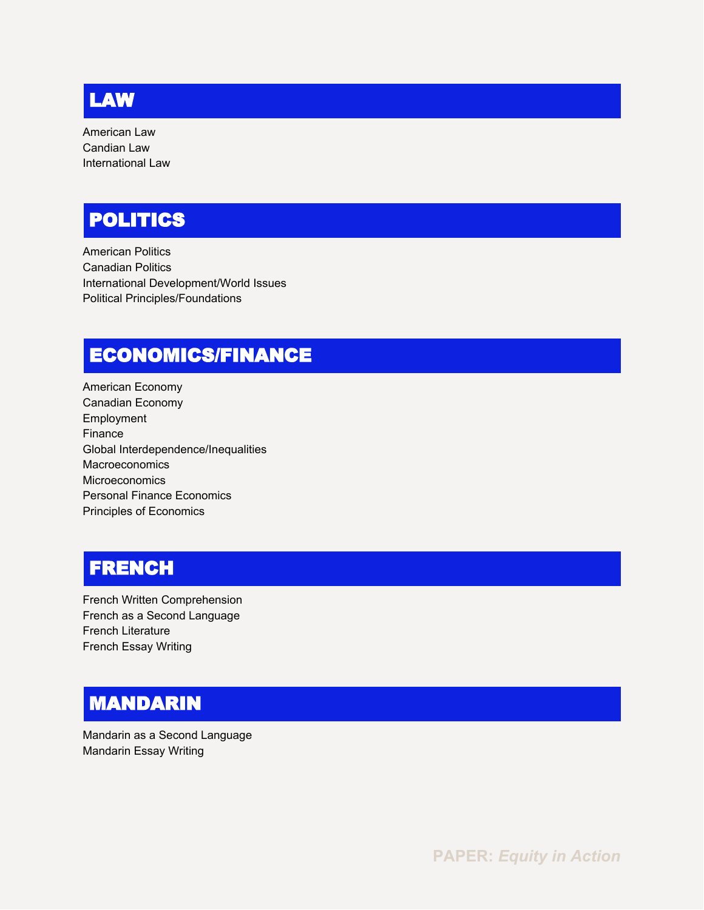## LAW

American Law
Candian Law
International Law

## POLITICS

American Politics
Canadian Politics
International Development/World Issues
Political Principles/Foundations

## ECONOMICS/FINANCE

American Economy
Canadian Economy
Employment
Finance
Global Interdependence/Inequalities
Macroeconomics
Microeconomics
Personal Finance Economics
Principles of Economics

## FRENCH

French Written Comprehension
French as a Second Language
French Literature
French Essay Writing

## MANDARIN

Mandarin as a Second Language
Mandarin Essay Writing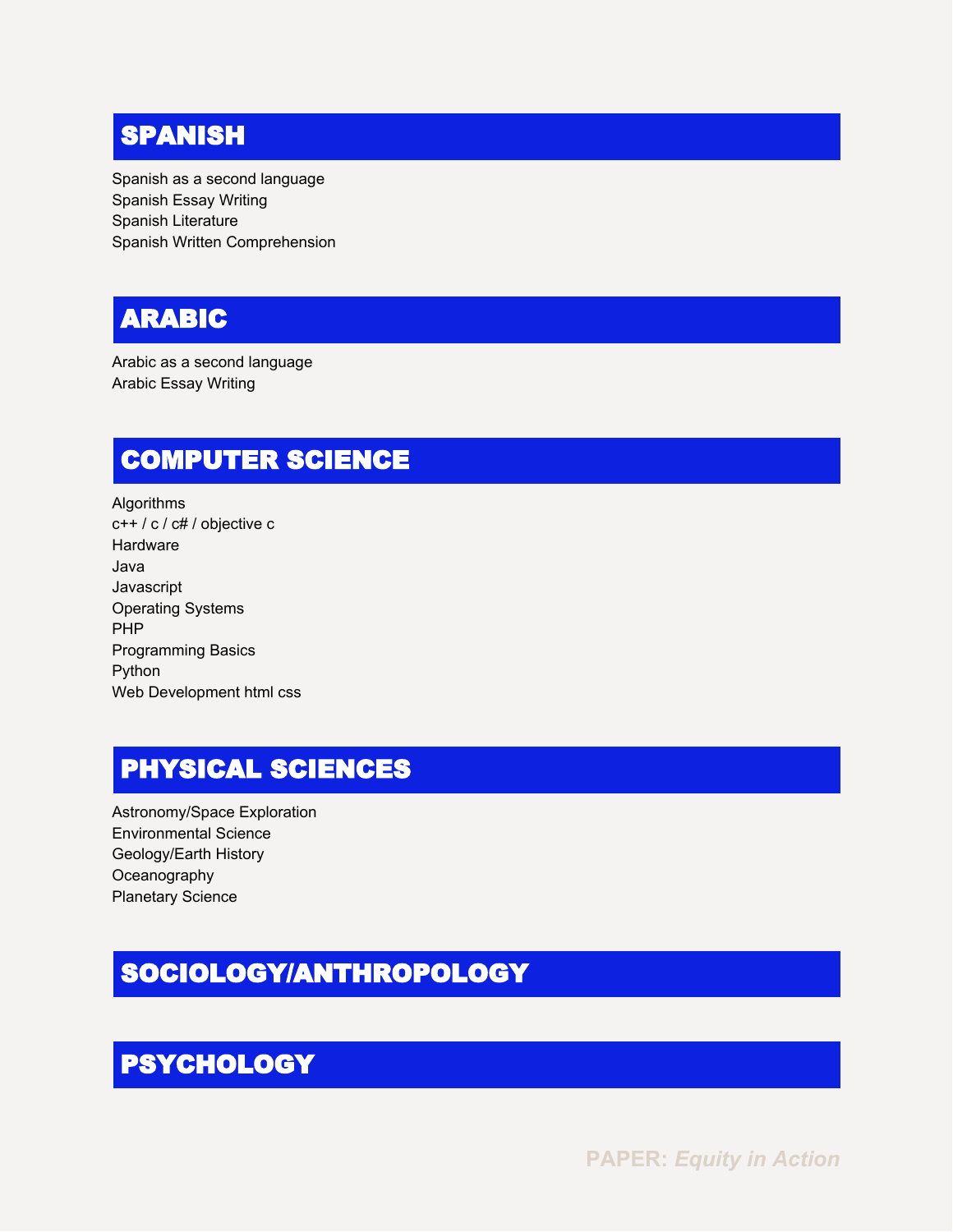## SPANISH

Spanish as a second language
Spanish Essay Writing
Spanish Literature
Spanish Written Comprehension

## ARABIC

Arabic as a second language
Arabic Essay Writing

## COMPUTER SCIENCE

Algorithms
c++ / c / c# / objective c
Hardware
Java
Javascript
Operating Systems
PHP
Programming Basics
Python
Web Development html css

## PHYSICAL SCIENCES

Astronomy/Space Exploration
Environmental Science
Geology/Earth History
Oceanography
Planetary Science

## SOCIOLOGY/ANTHROPOLOGY

## PSYCHOLOGY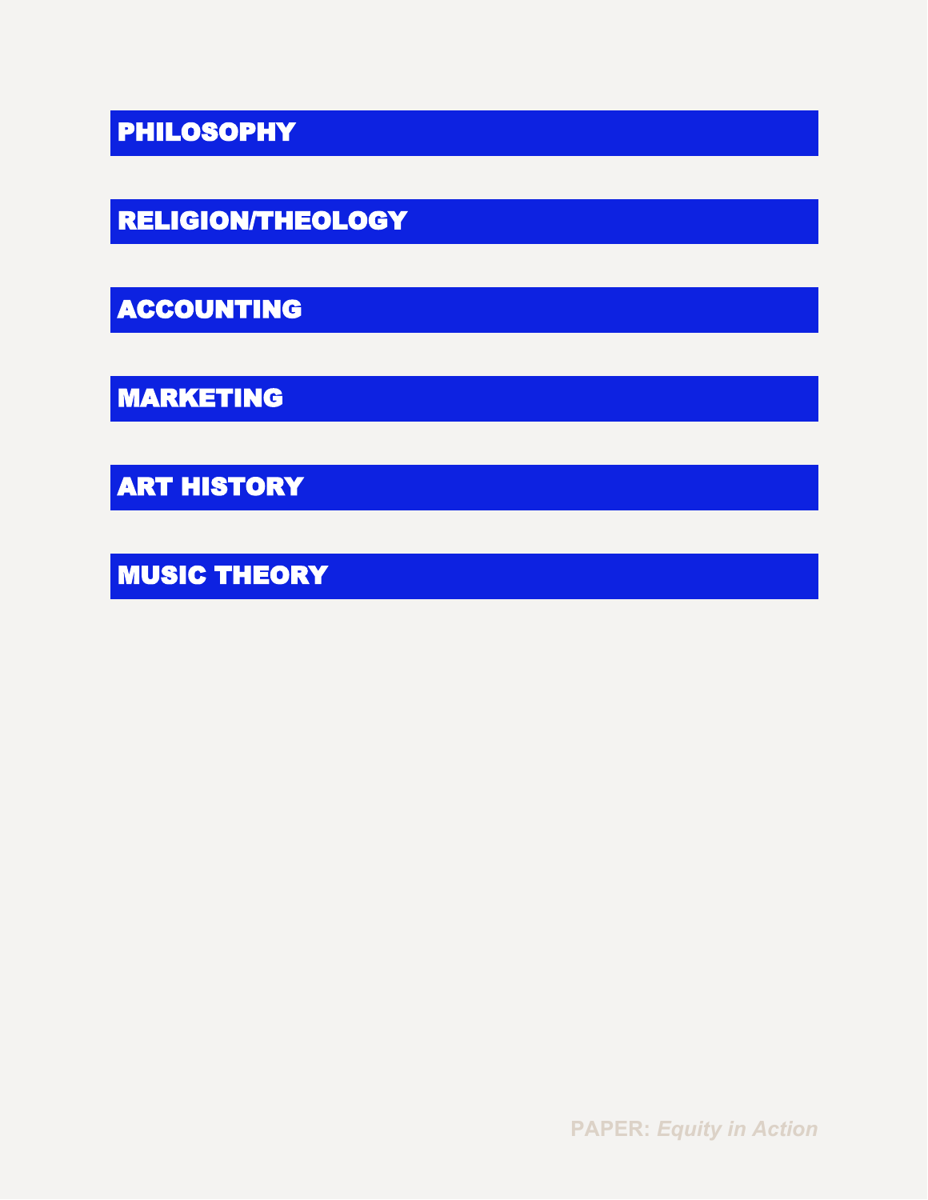## PHILOSOPHY

## RELIGION/THEOLOGY

## ACCOUNTING

## MARKETING

## ART HISTORY

## MUSIC THEORY